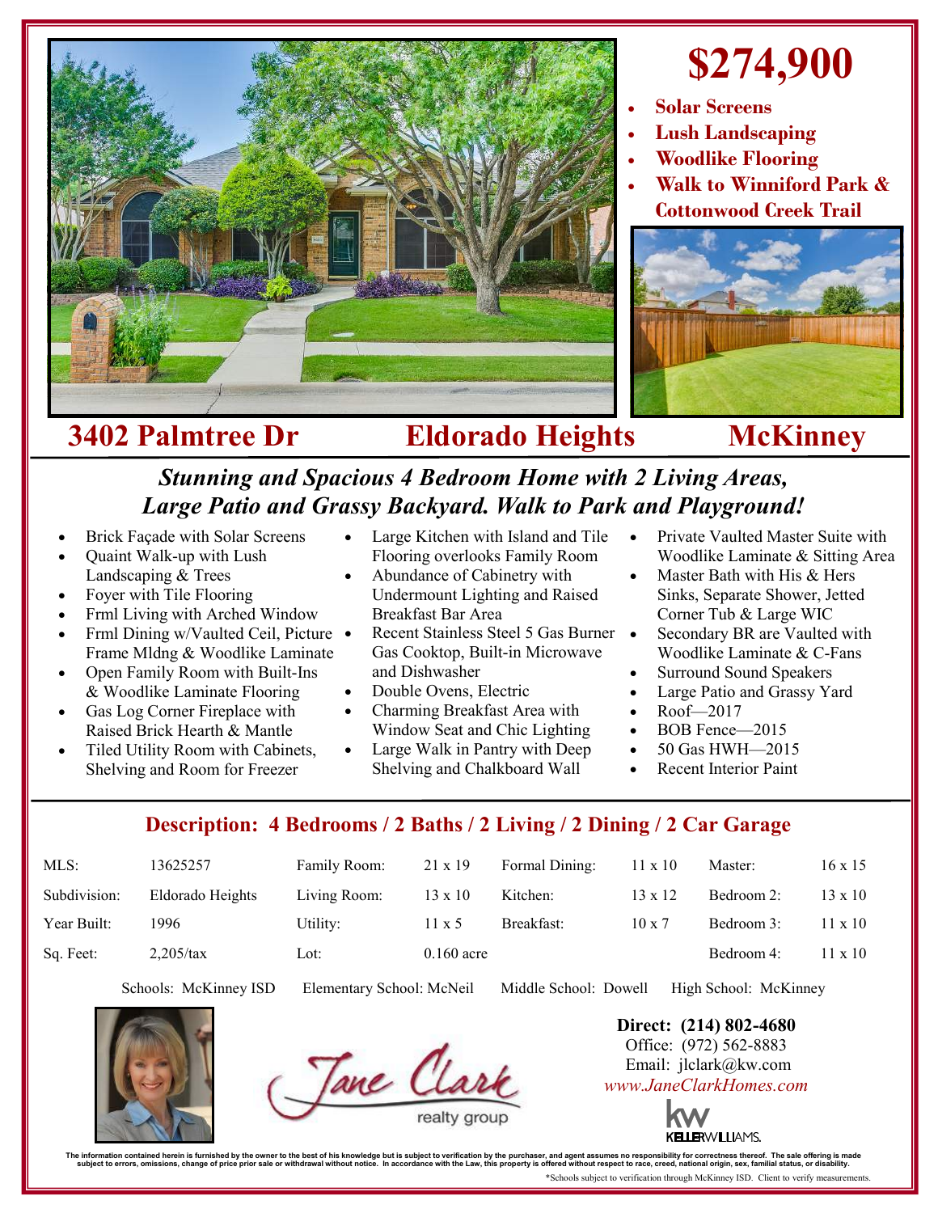# $274,900

- **Solar Screens**
- **Lush Landscaping**
- **Woodlike Flooring**
- **Walk to Winniford Park & Cottonwood Creek Trail**

## 3402 Palmtree Dr — Eldorado Heights — McKinney

***Stunning and Spacious 4 Bedroom Home with 2 Living Areas, Large Patio and Grassy Backyard. Walk to Park and Playground!***

- Brick Façade with Solar Screens
- Quaint Walk-up with Lush Landscaping & Trees
- Foyer with Tile Flooring
- Frml Living with Arched Window
- Frml Dining w/Vaulted Ceil, Picture Frame Mldng & Woodlike Laminate
- Open Family Room with Built-Ins & Woodlike Laminate Flooring
- Gas Log Corner Fireplace with Raised Brick Hearth & Mantle
- Tiled Utility Room with Cabinets, Shelving and Room for Freezer
- Large Kitchen with Island and Tile Flooring overlooks Family Room
- Abundance of Cabinetry with Undermount Lighting and Raised Breakfast Bar Area
- Recent Stainless Steel 5 Gas Burner Gas Cooktop, Built-in Microwave and Dishwasher
- Double Ovens, Electric
- Charming Breakfast Area with Window Seat and Chic Lighting
- Large Walk in Pantry with Deep Shelving and Chalkboard Wall
- Private Vaulted Master Suite with Woodlike Laminate & Sitting Area
- Master Bath with His & Hers Sinks, Separate Shower, Jetted Corner Tub & Large WIC
- Secondary BR are Vaulted with Woodlike Laminate & C-Fans
- Surround Sound Speakers
- Large Patio and Grassy Yard
- Roof—2017
- BOB Fence—2015
- 50 Gas HWH—2015
- Recent Interior Paint

### Description: 4 Bedrooms / 2 Baths / 2 Living / 2 Dining / 2 Car Garage

| | | | | | | | |
|---|---|---|---|---|---|---|---|
| MLS: | 13625257 | Family Room: | 21 x 19 | Formal Dining: | 11 x 10 | Master: | 16 x 15 |
| Subdivision: | Eldorado Heights | Living Room: | 13 x 10 | Kitchen: | 13 x 12 | Bedroom 2: | 13 x 10 |
| Year Built: | 1996 | Utility: | 11 x 5 | Breakfast: | 10 x 7 | Bedroom 3: | 11 x 10 |
| Sq. Feet: | 2,205/tax | Lot: | 0.160 acre | | | Bedroom 4: | 11 x 10 |

Schools: McKinney ISD  Elementary School: McNeil  Middle School: Dowell  High School: McKinney

Jane Clark realty group

**Direct: (214) 802-4680**
Office: (972) 562-8883
Email: jlclark@kw.com
*www.JaneClarkHomes.com*

KELLERWILLIAMS.

The information contained herein is furnished by the owner to the best of his knowledge but is subject to verification by the purchaser, and agent assumes no responsibility for correctness thereof. The sale offering is made subject to errors, omissions, change of price prior sale or withdrawal without notice. In accordance with the Law, this property is offered without respect to race, creed, national origin, sex, familial status, or disability.

*Schools subject to verification through McKinney ISD. Client to verify measurements.